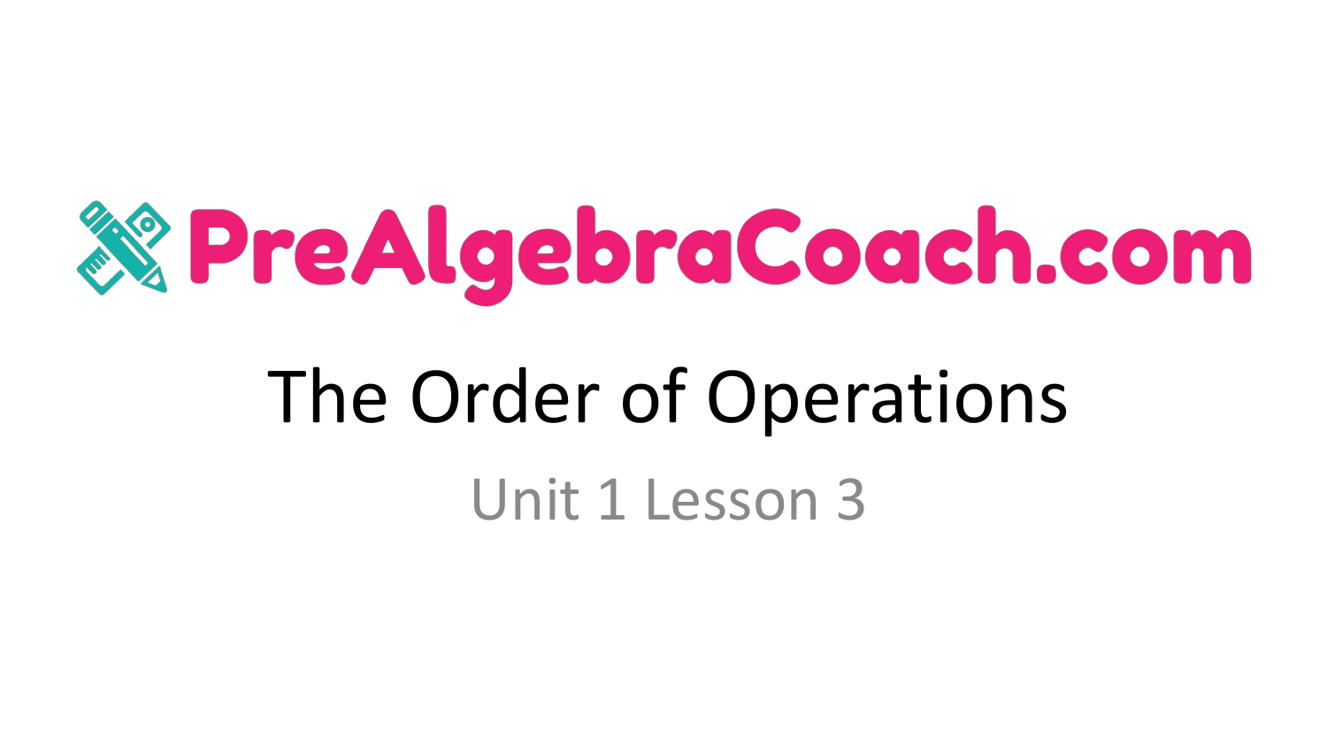# PreAlgebraCoach.com

## The Order of Operations

### Unit 1 Lesson 3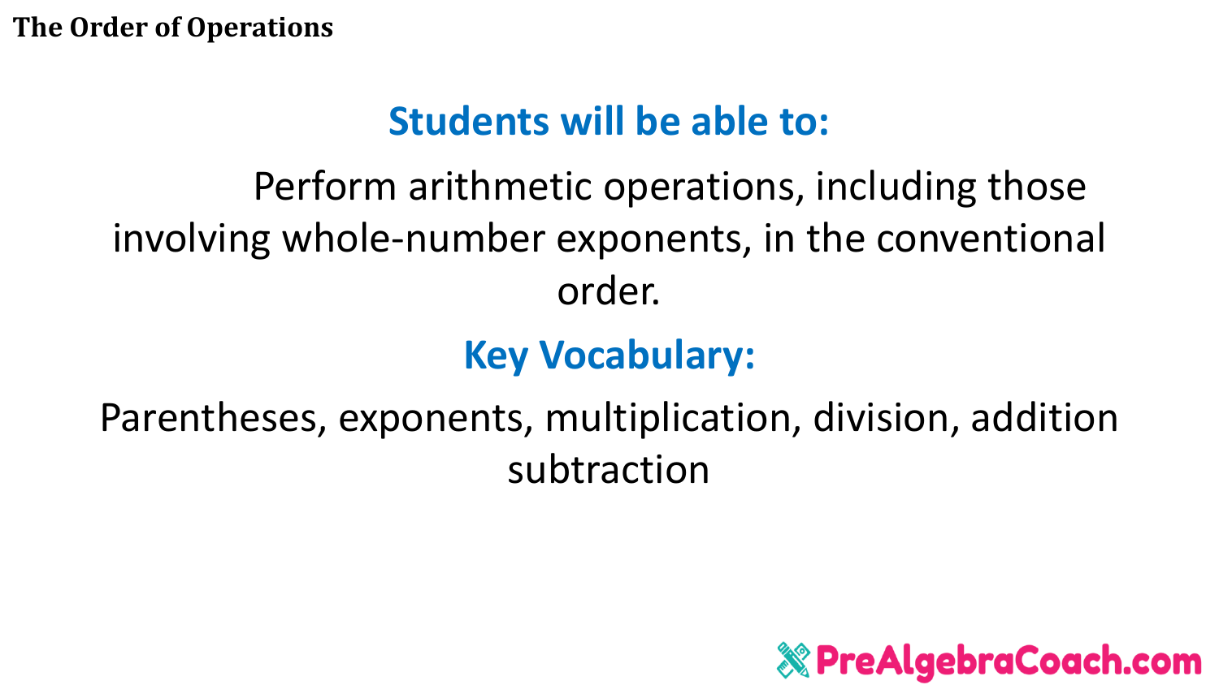# The Order of Operations

## Students will be able to:

Perform arithmetic operations, including those involving whole-number exponents, in the conventional order.

## Key Vocabulary:

Parentheses, exponents, multiplication, division, addition subtraction

PreAlgebraCoach.com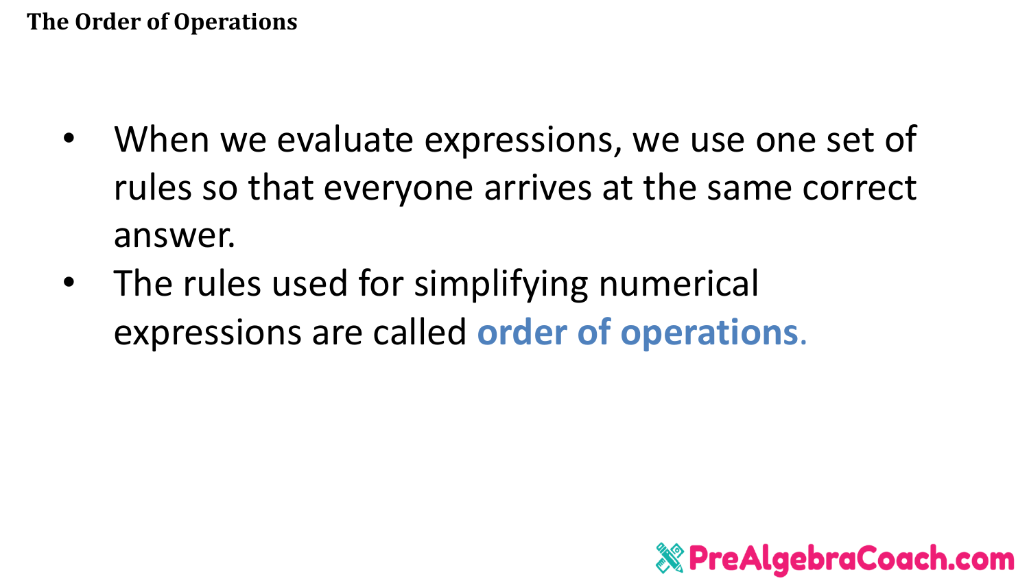# The Order of Operations

- When we evaluate expressions, we use one set of rules so that everyone arrives at the same correct answer.
- The rules used for simplifying numerical expressions are called **order of operations**.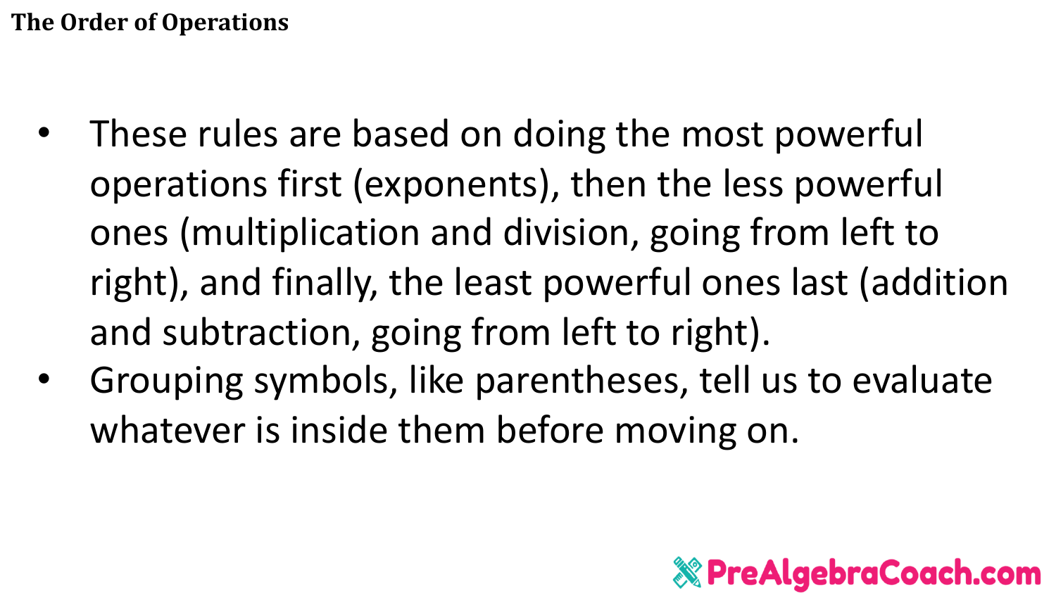# The Order of Operations

- These rules are based on doing the most powerful operations first (exponents), then the less powerful ones (multiplication and division, going from left to right), and finally, the least powerful ones last (addition and subtraction, going from left to right).
- Grouping symbols, like parentheses, tell us to evaluate whatever is inside them before moving on.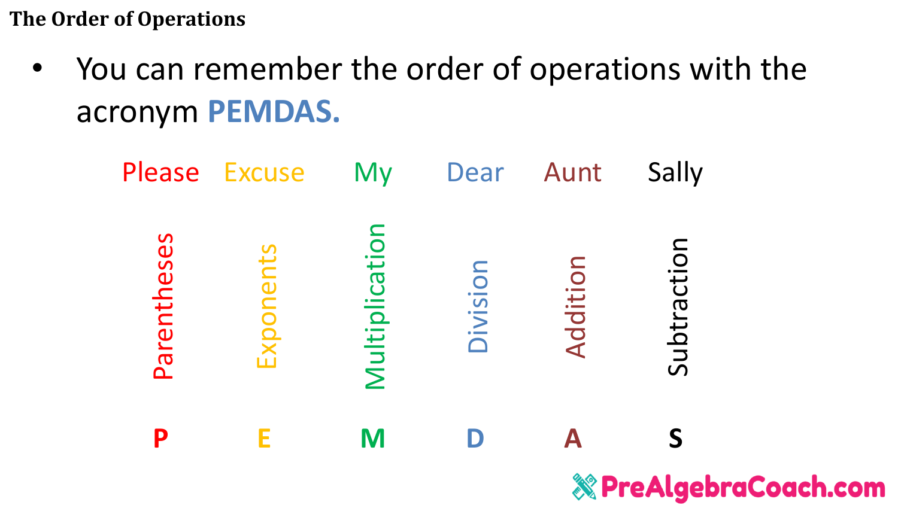# The Order of Operations

- You can remember the order of operations with the acronym **PEMDAS.**

| Please | Excuse | My | Dear | Aunt | Sally |
| --- | --- | --- | --- | --- | --- |
| Parentheses | Exponents | Multiplication | Division | Addition | Subtraction |
| **P** | **E** | **M** | **D** | **A** | **S** |

PreAlgebraCoach.com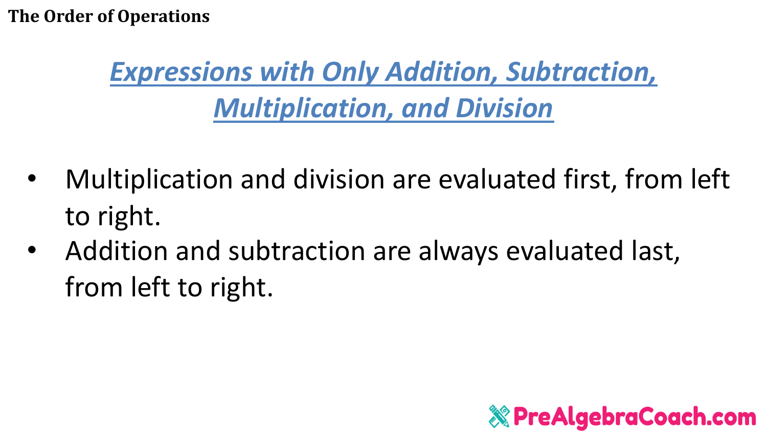## Expressions with Only Addition, Subtraction, Multiplication, and Division

- Multiplication and division are evaluated first, from left to right.
- Addition and subtraction are always evaluated last, from left to right.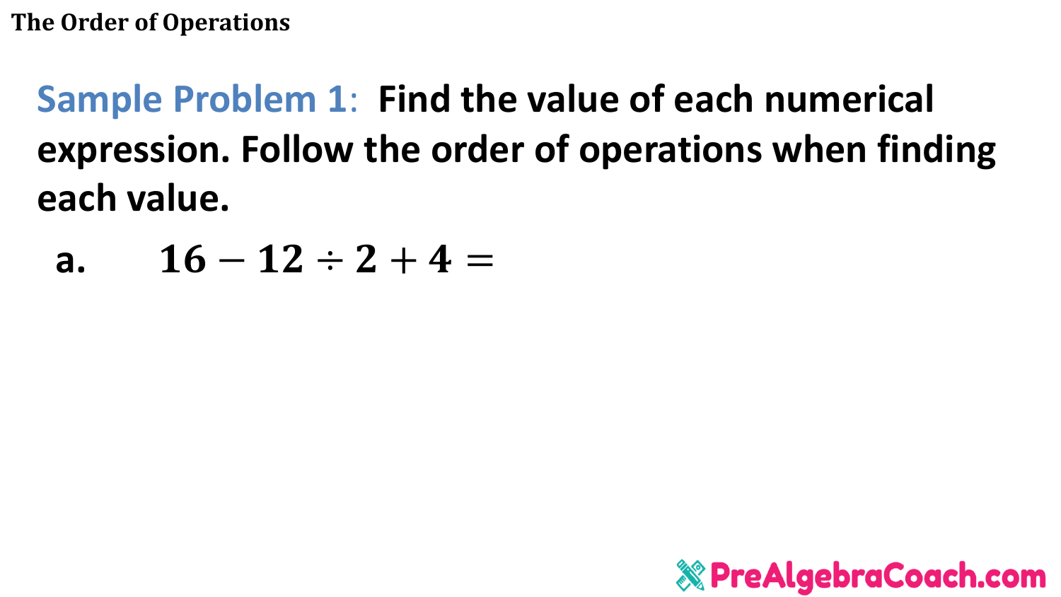**Sample Problem 1**: **Find the value of each numerical expression. Follow the order of operations when finding each value.**

a. $16 - 12 \div 2 + 4 =$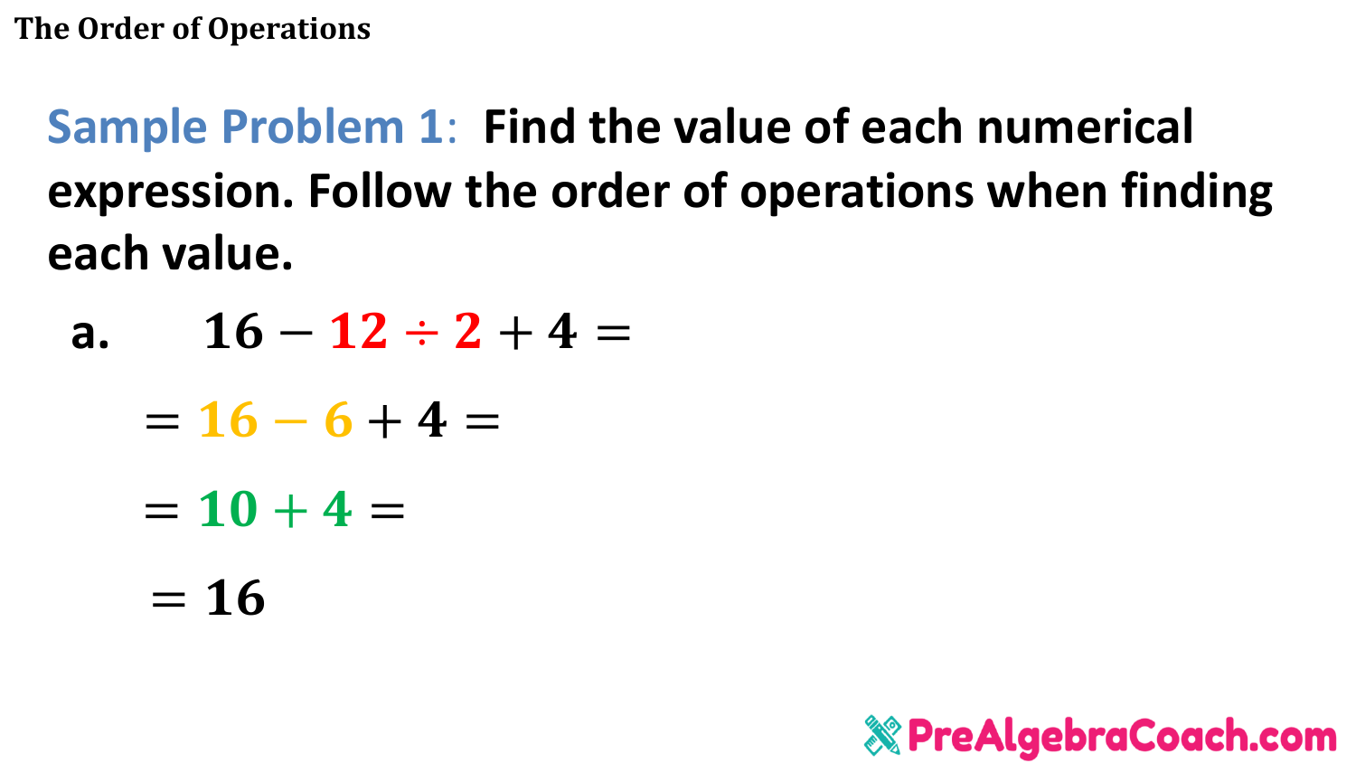**Sample Problem 1:** **Find the value of each numerical expression. Follow the order of operations when finding each value.**

a. $16 - 12 \div 2 + 4 =$

$= 16 - 6 + 4 =$

$= 10 + 4 =$

$= 16$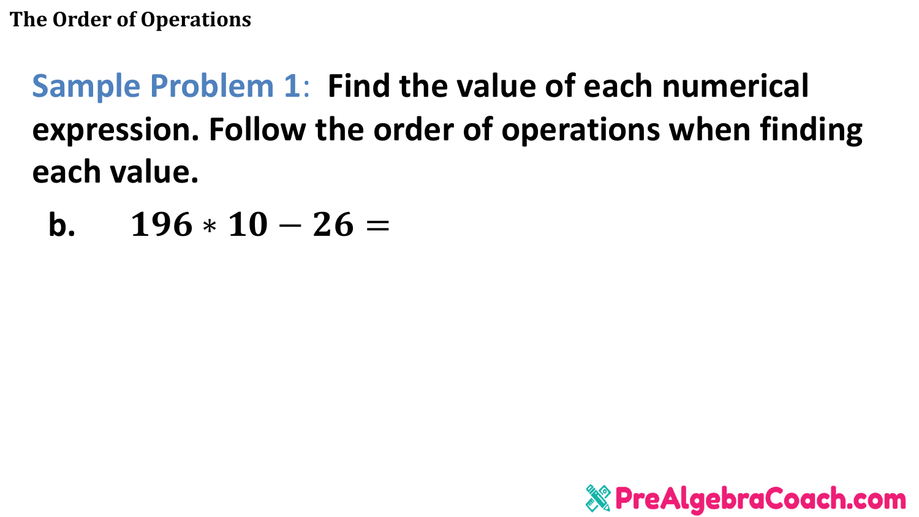**Sample Problem 1:** **Find the value of each numerical expression. Follow the order of operations when finding each value.**

**b.** $196 * 10 - 26 =$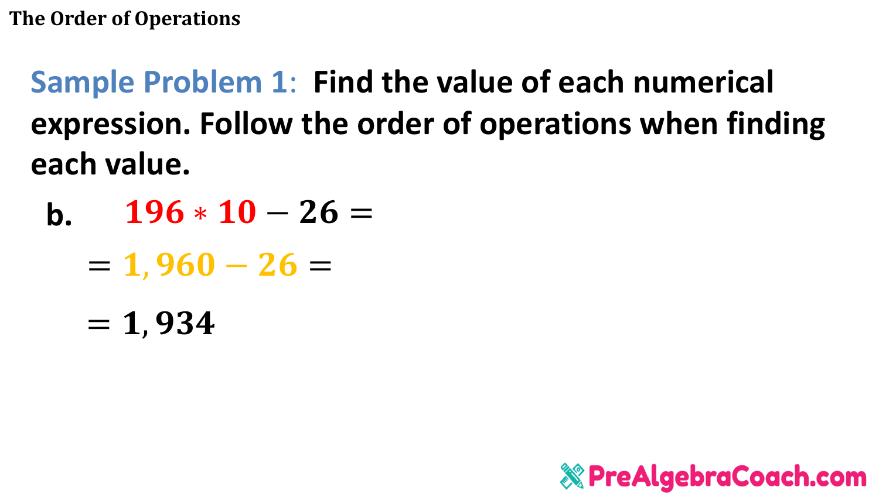**Sample Problem 1:** **Find the value of each numerical expression. Follow the order of operations when finding each value.**

**b.** $196 * 10 - 26 =$

$= 1{,}960 - 26 =$

$= 1{,}934$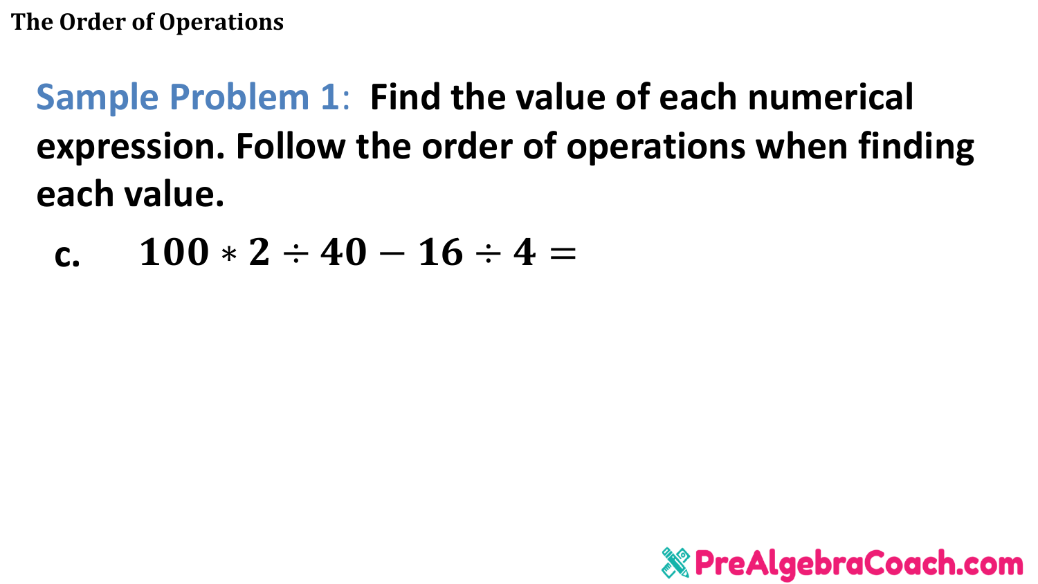**Sample Problem 1:** Find the value of each numerical expression. Follow the order of operations when finding each value.

c. $100 * 2 \div 40 - 16 \div 4 =$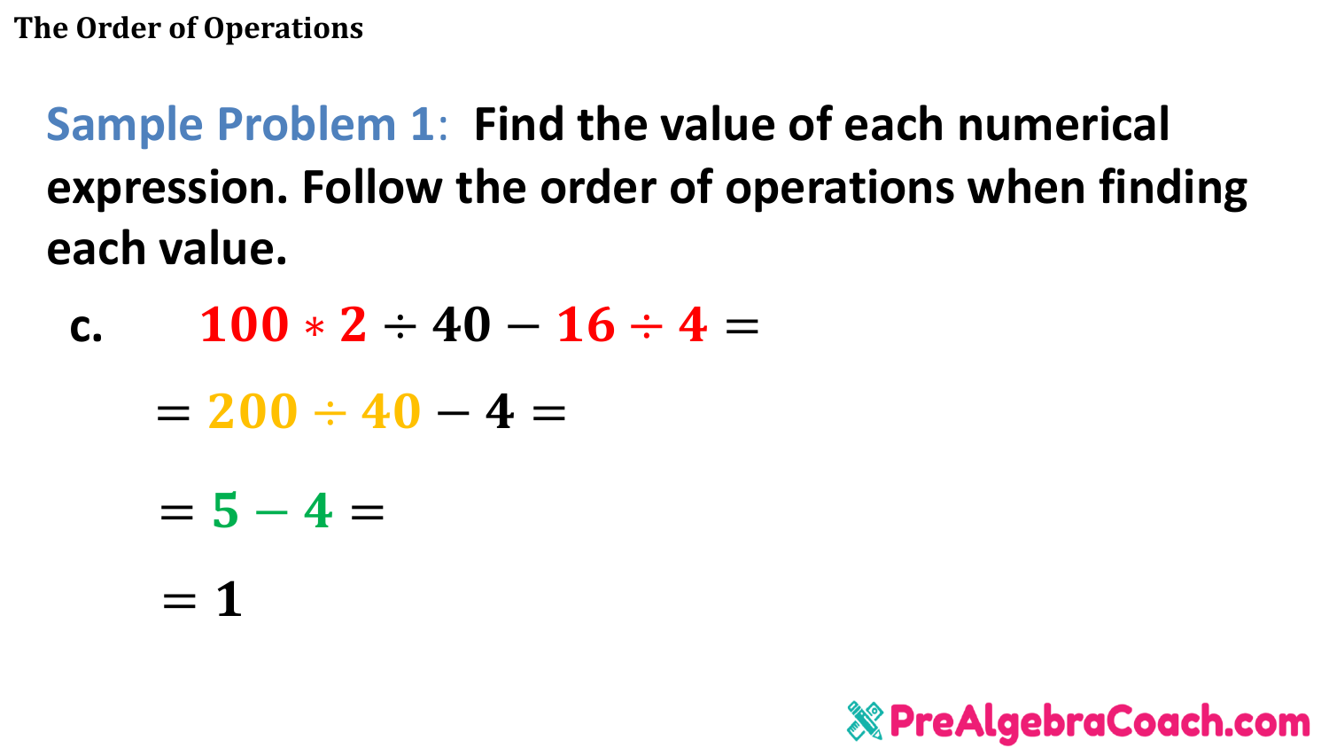**Sample Problem 1:** **Find the value of each numerical expression. Follow the order of operations when finding each value.**

c. $100 * 2 \div 40 - 16 \div 4 =$

$= 200 \div 40 - 4 =$

$= 5 - 4 =$

$= 1$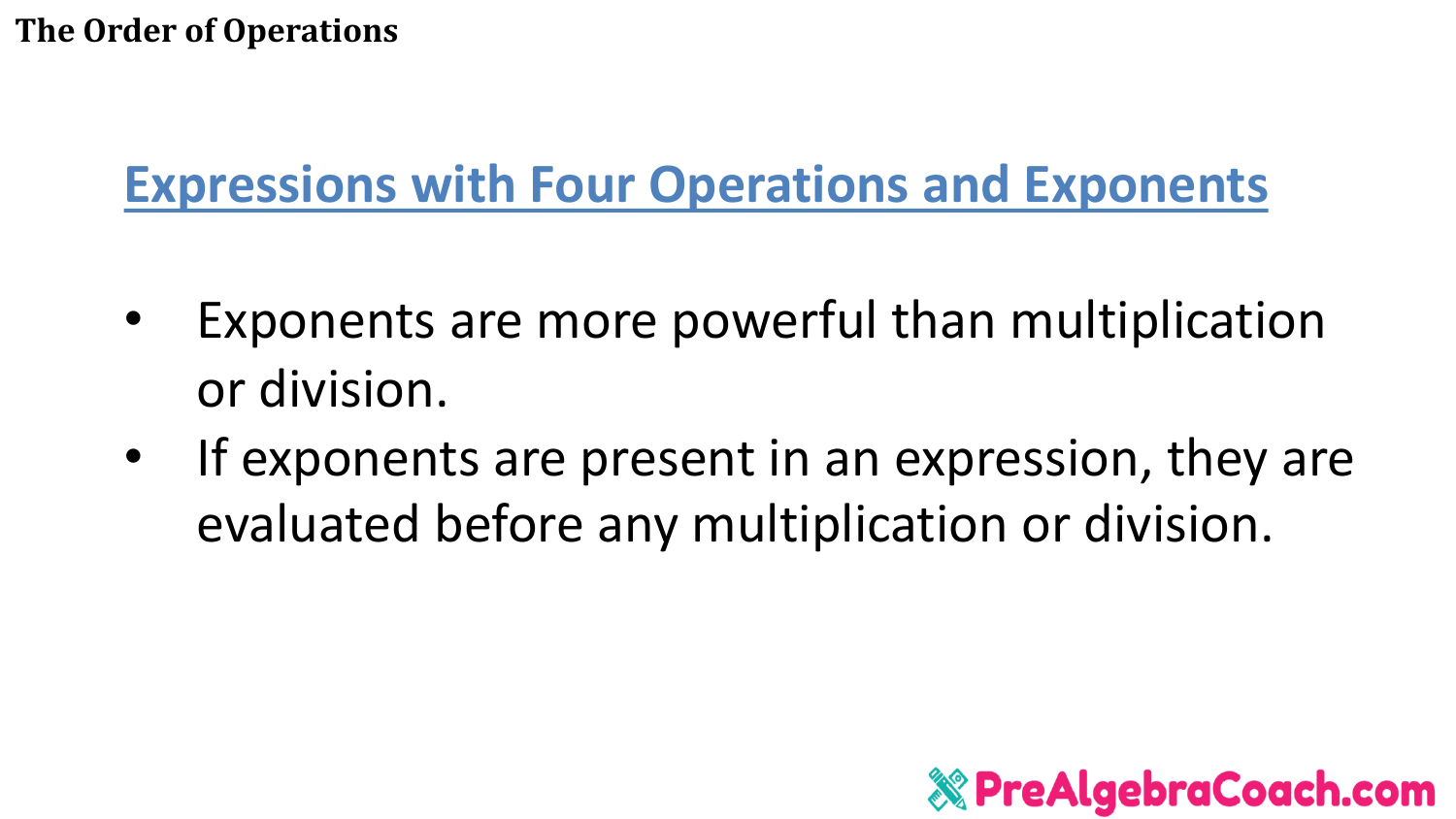## Expressions with Four Operations and Exponents

- Exponents are more powerful than multiplication or division.
- If exponents are present in an expression, they are evaluated before any multiplication or division.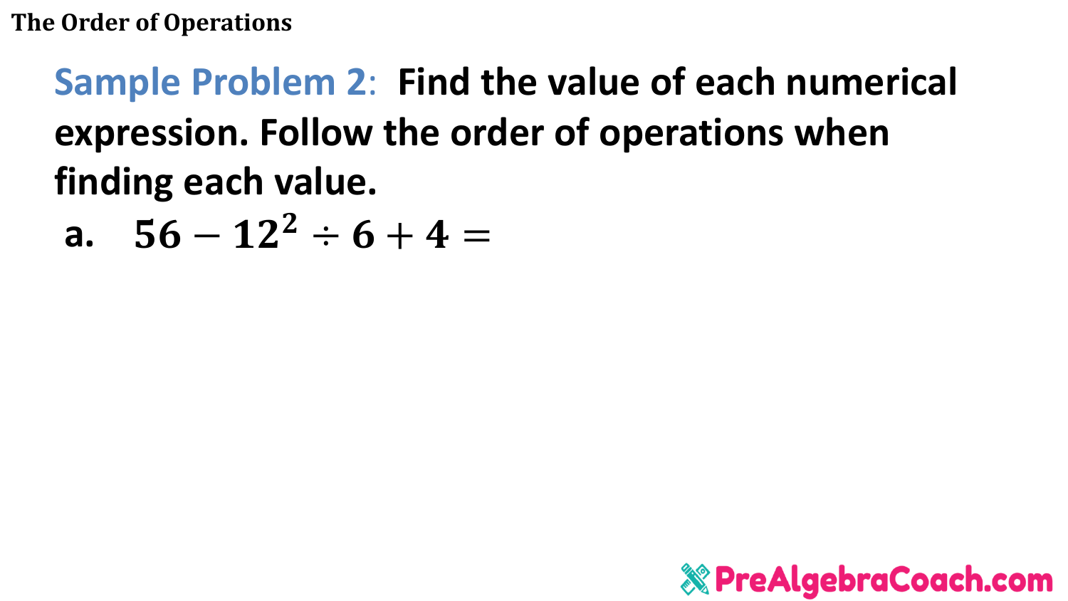**Sample Problem 2**: **Find the value of each numerical expression. Follow the order of operations when finding each value.**

a. $56 - 12^2 \div 6 + 4 =$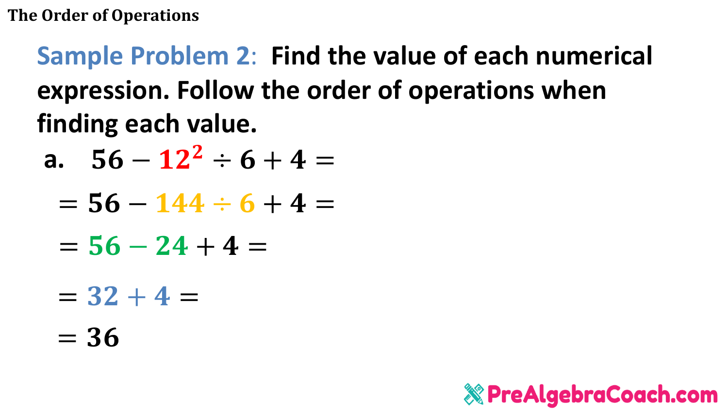**Sample Problem 2:** **Find the value of each numerical expression. Follow the order of operations when finding each value.**

a. $56 - 12^2 \div 6 + 4 =$

$= 56 - 144 \div 6 + 4 =$

$= 56 - 24 + 4 =$

$= 32 + 4 =$

$= 36$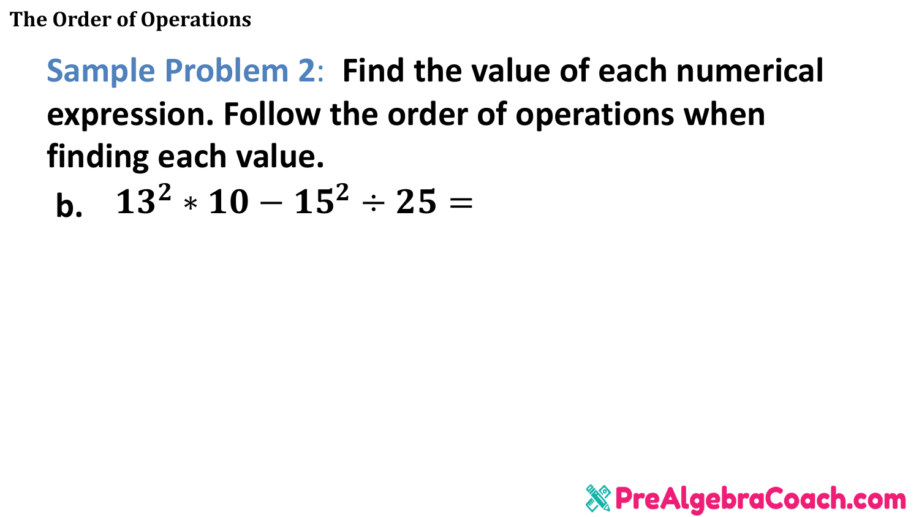**Sample Problem 2**: **Find the value of each numerical expression. Follow the order of operations when finding each value.**

**b.** $13^2 * 10 - 15^2 \div 25 =$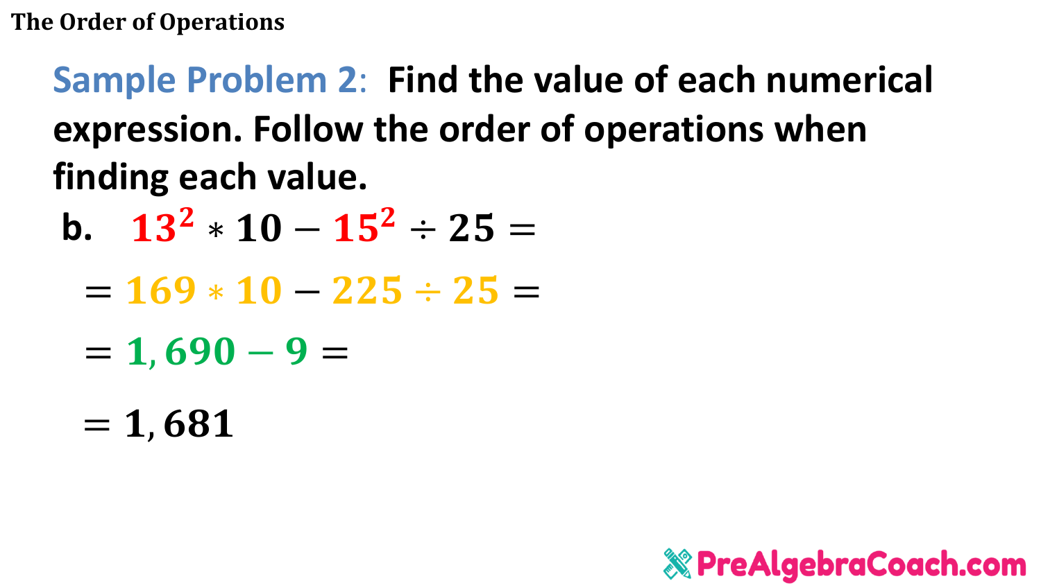**Sample Problem 2:** **Find the value of each numerical expression. Follow the order of operations when finding each value.**

b. $13^2 * 10 - 15^2 \div 25 =$

$= 169 * 10 - 225 \div 25 =$

$= 1,690 - 9 =$

$= 1,681$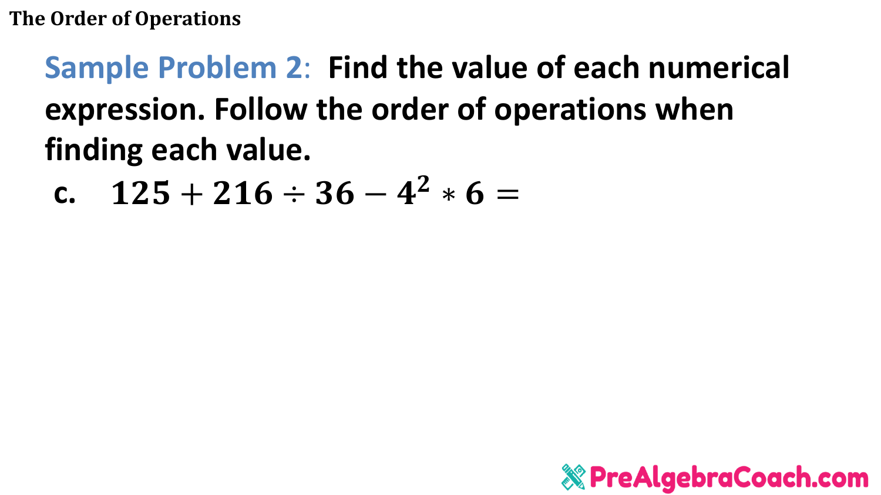# The Order of Operations

**Sample Problem 2**: **Find the value of each numerical expression. Follow the order of operations when finding each value.**

c. $125 + 216 \div 36 - 4^2 * 6 =$

PreAlgebraCoach.com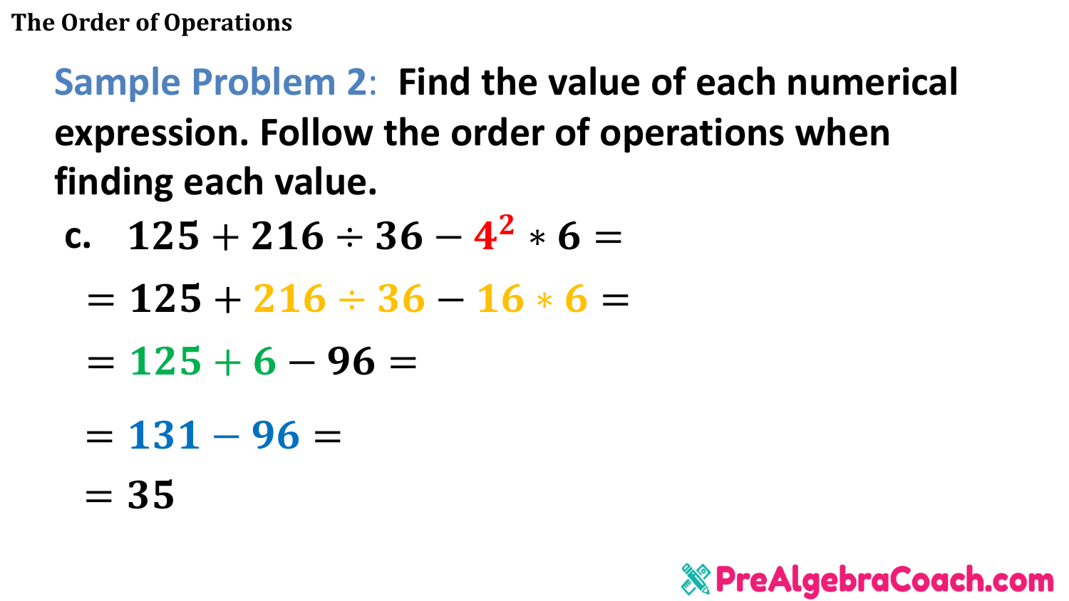**Sample Problem 2:** Find the value of each numerical expression. Follow the order of operations when finding each value.

c. $125 + 216 \div 36 - 4^2 * 6 =$

$= 125 + 216 \div 36 - 16 * 6 =$

$= 125 + 6 - 96 =$

$= 131 - 96 =$

$= 35$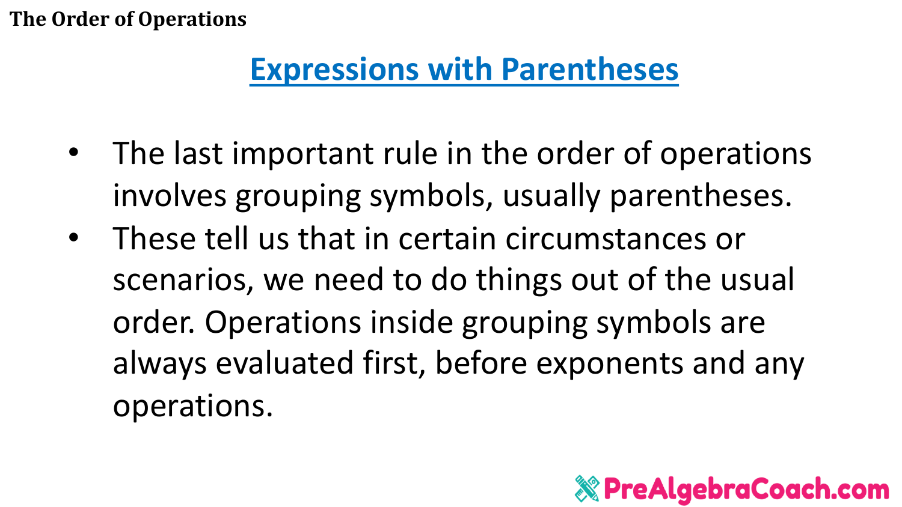## Expressions with Parentheses

- The last important rule in the order of operations involves grouping symbols, usually parentheses.
- These tell us that in certain circumstances or scenarios, we need to do things out of the usual order. Operations inside grouping symbols are always evaluated first, before exponents and any operations.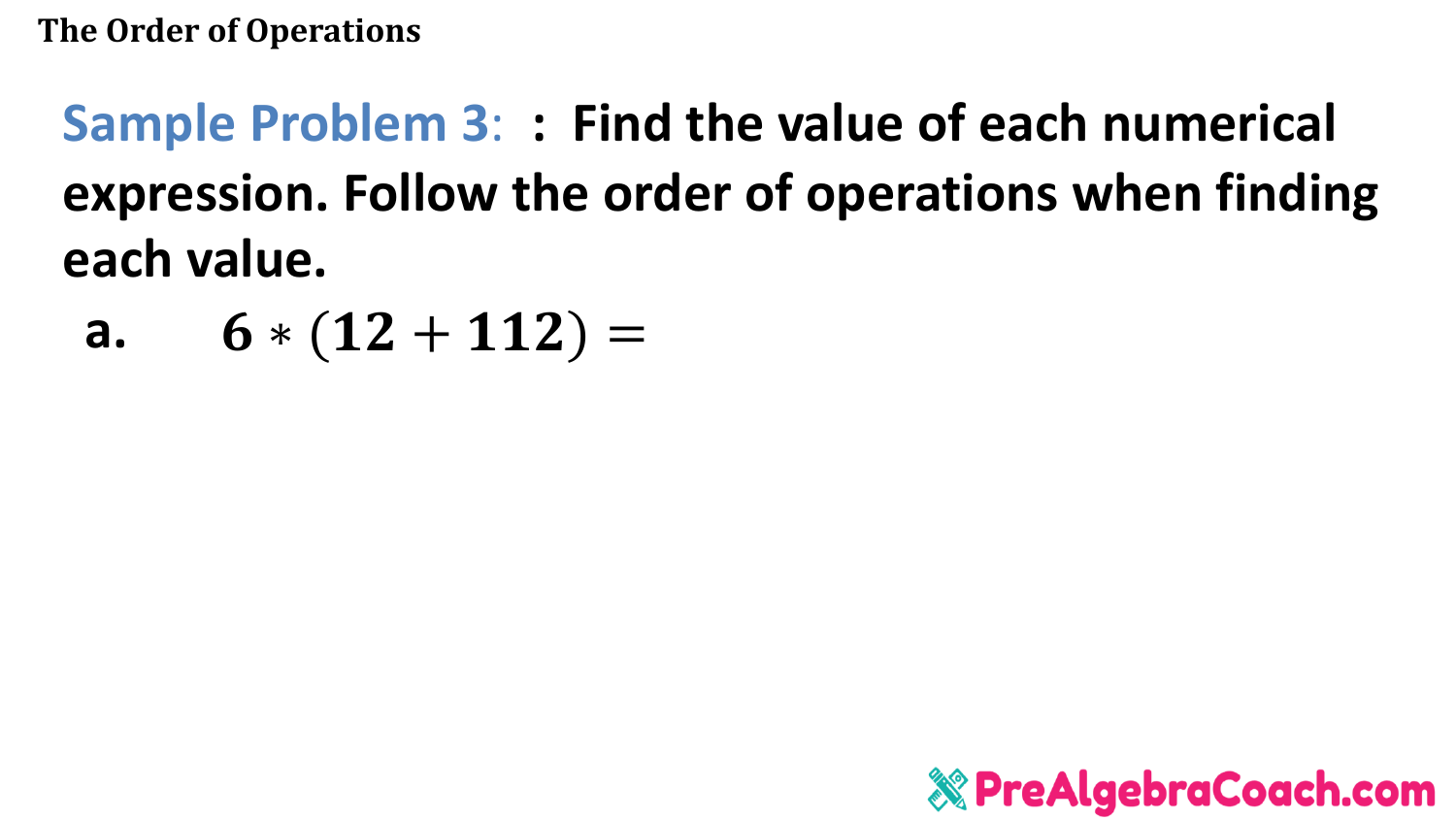**Sample Problem 3: : Find the value of each numerical expression. Follow the order of operations when finding each value.**

**a.** $6 * (12 + 112) =$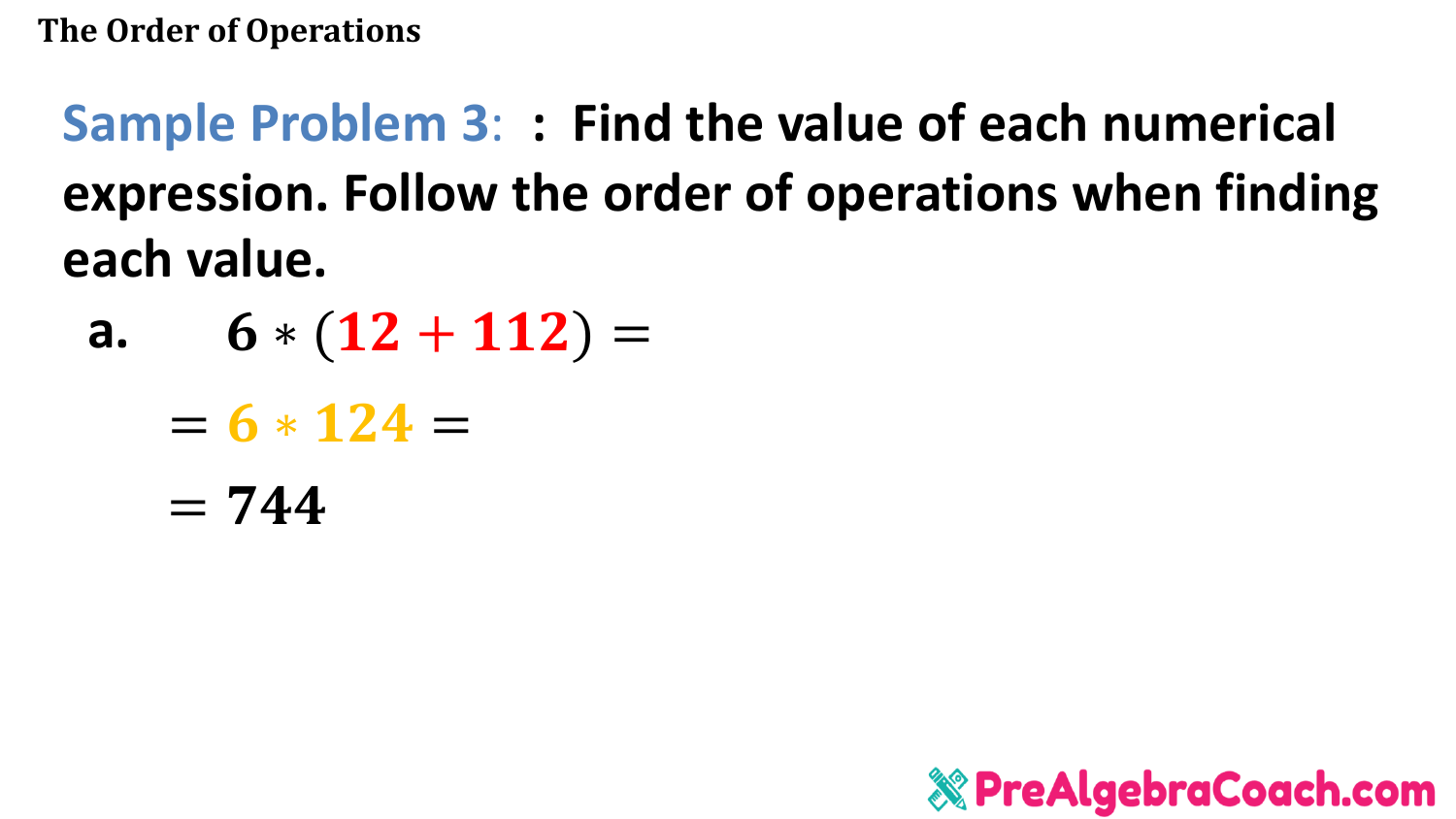**Sample Problem 3:** **: Find the value of each numerical expression. Follow the order of operations when finding each value.**

**a.** $6 * (12 + 112) =$

$= 6 * 124 =$

$= 744$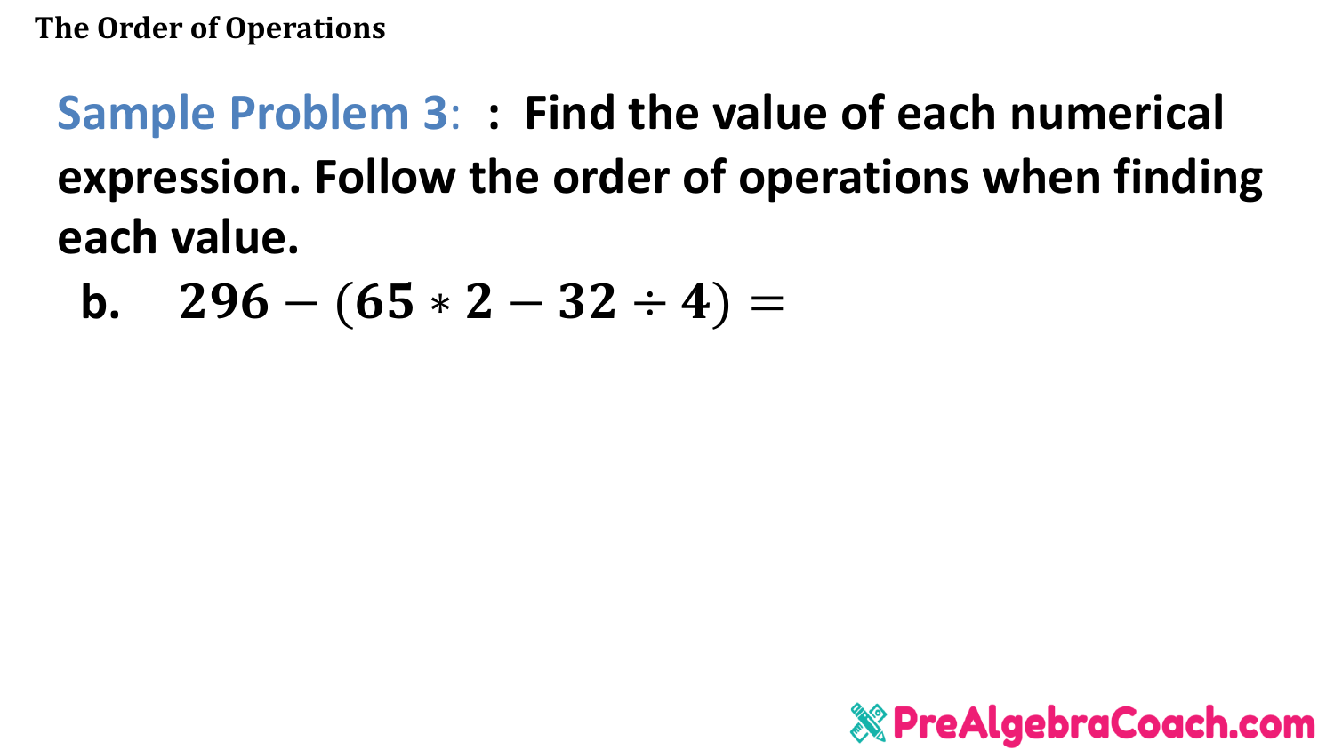**Sample Problem 3:** **: Find the value of each numerical expression. Follow the order of operations when finding each value.**

b. $296 - (65 * 2 - 32 \div 4) =$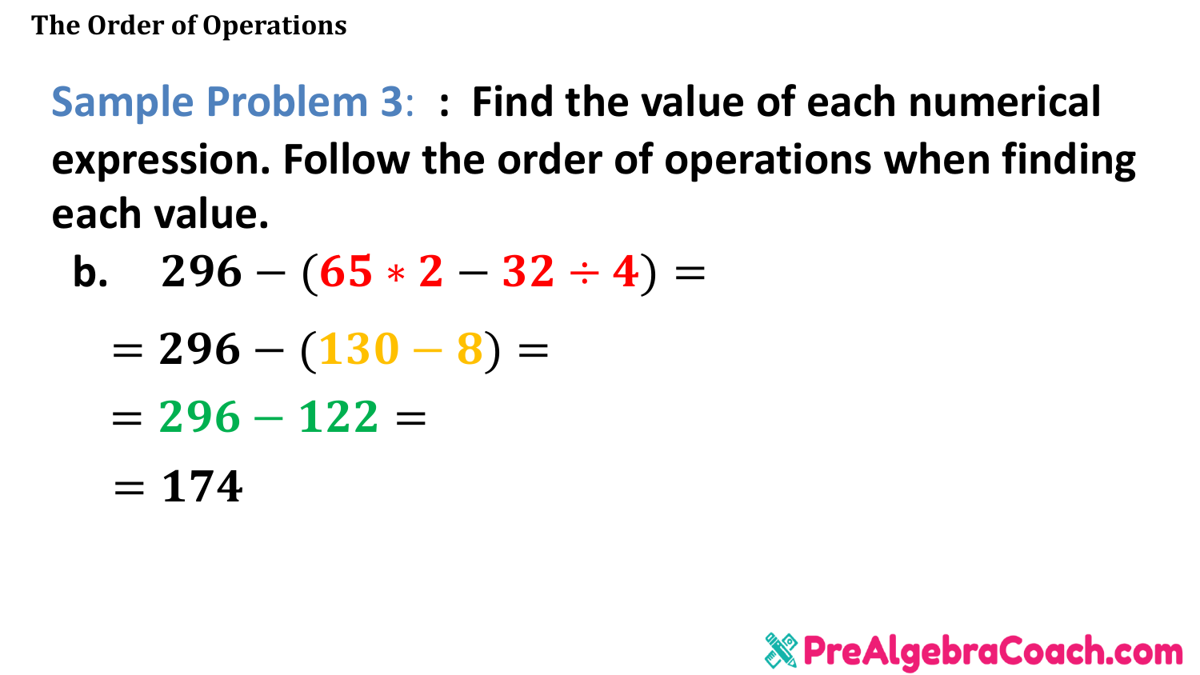**Sample Problem 3: : Find the value of each numerical expression. Follow the order of operations when finding each value.**

b. $296 - (65 * 2 - 32 \div 4) =$

$= 296 - (130 - 8) =$

$= 296 - 122 =$

$= 174$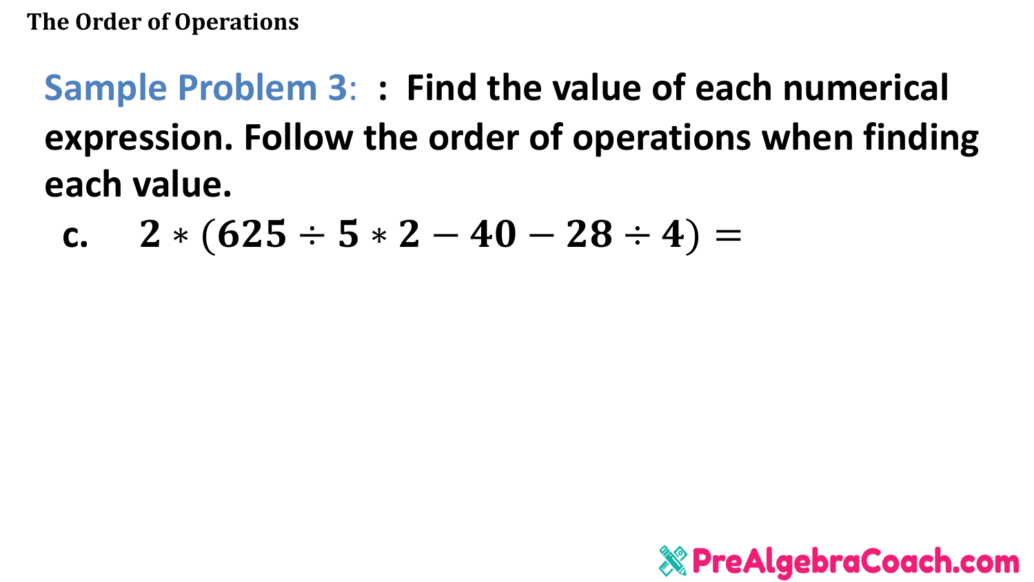# The Order of Operations

**Sample Problem 3: : Find the value of each numerical expression. Follow the order of operations when finding each value.**

c. $2 * (625 \div 5 * 2 - 40 - 28 \div 4) =$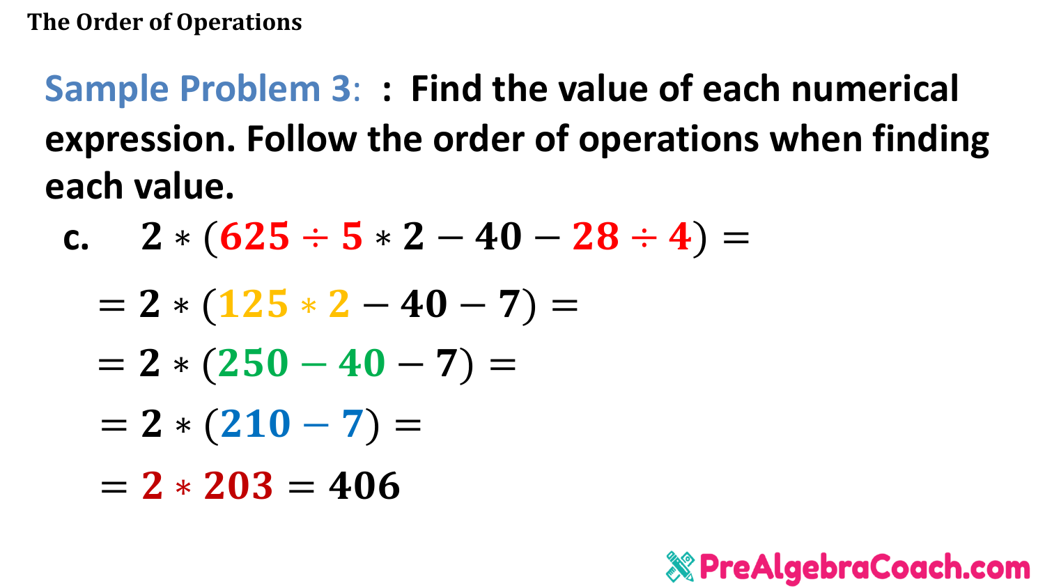The Order of Operations

**Sample Problem 3: : Find the value of each numerical expression. Follow the order of operations when finding each value.**

c. $2 * (625 \div 5 * 2 - 40 - 28 \div 4) =$

$= 2 * (125 * 2 - 40 - 7) =$

$= 2 * (250 - 40 - 7) =$

$= 2 * (210 - 7) =$

$= 2 * 203 = 406$

PreAlgebraCoach.com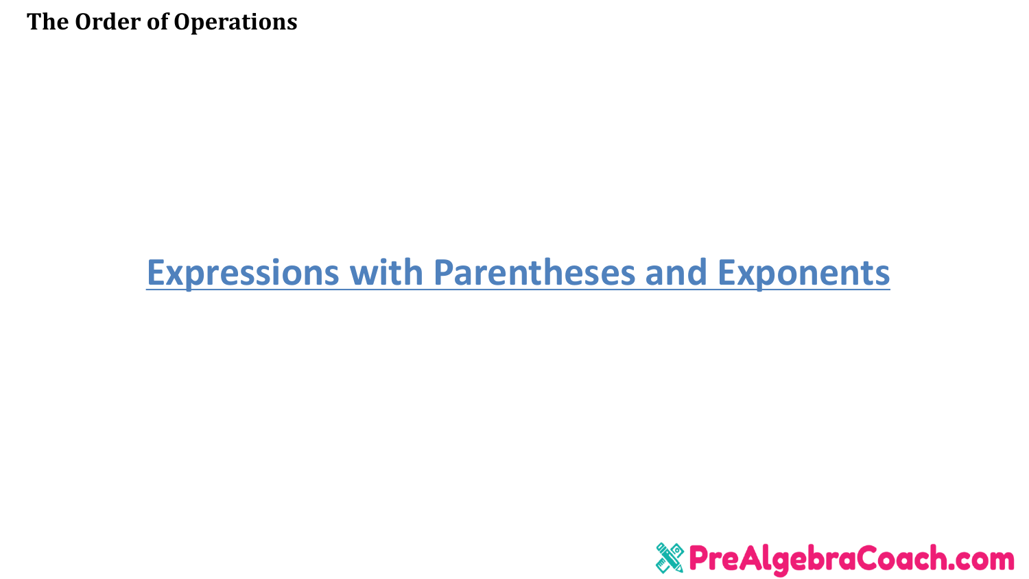## Expressions with Parentheses and Exponents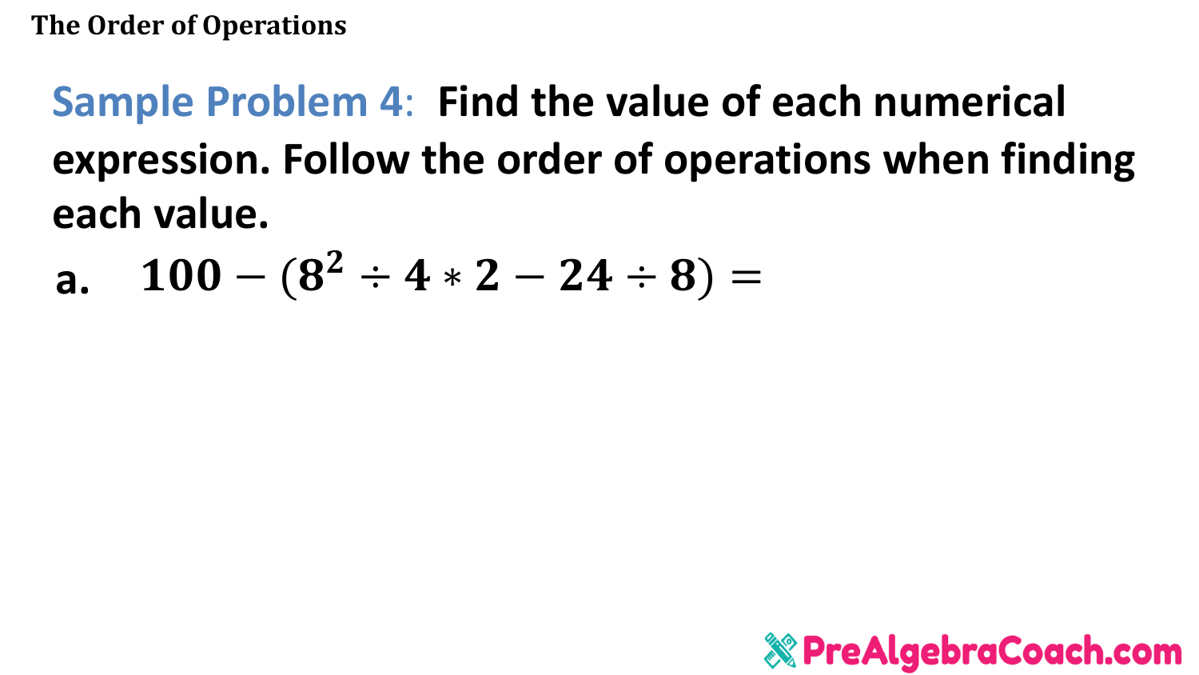**Sample Problem 4:** **Find the value of each numerical expression. Follow the order of operations when finding each value.**

a. $\mathbf{100 - (8^2 \div 4 * 2 - 24 \div 8) =}$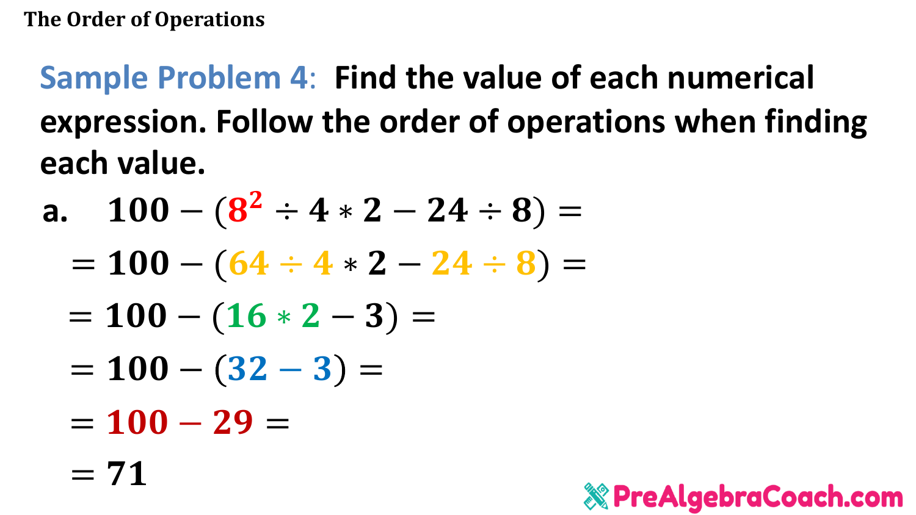# The Order of Operations

**Sample Problem 4: Find the value of each numerical expression. Follow the order of operations when finding each value.**

a. $100 - (8^2 \div 4 * 2 - 24 \div 8) =$

$= 100 - (64 \div 4 * 2 - 24 \div 8) =$

$= 100 - (16 * 2 - 3) =$

$= 100 - (32 - 3) =$

$= 100 - 29 =$

$= 71$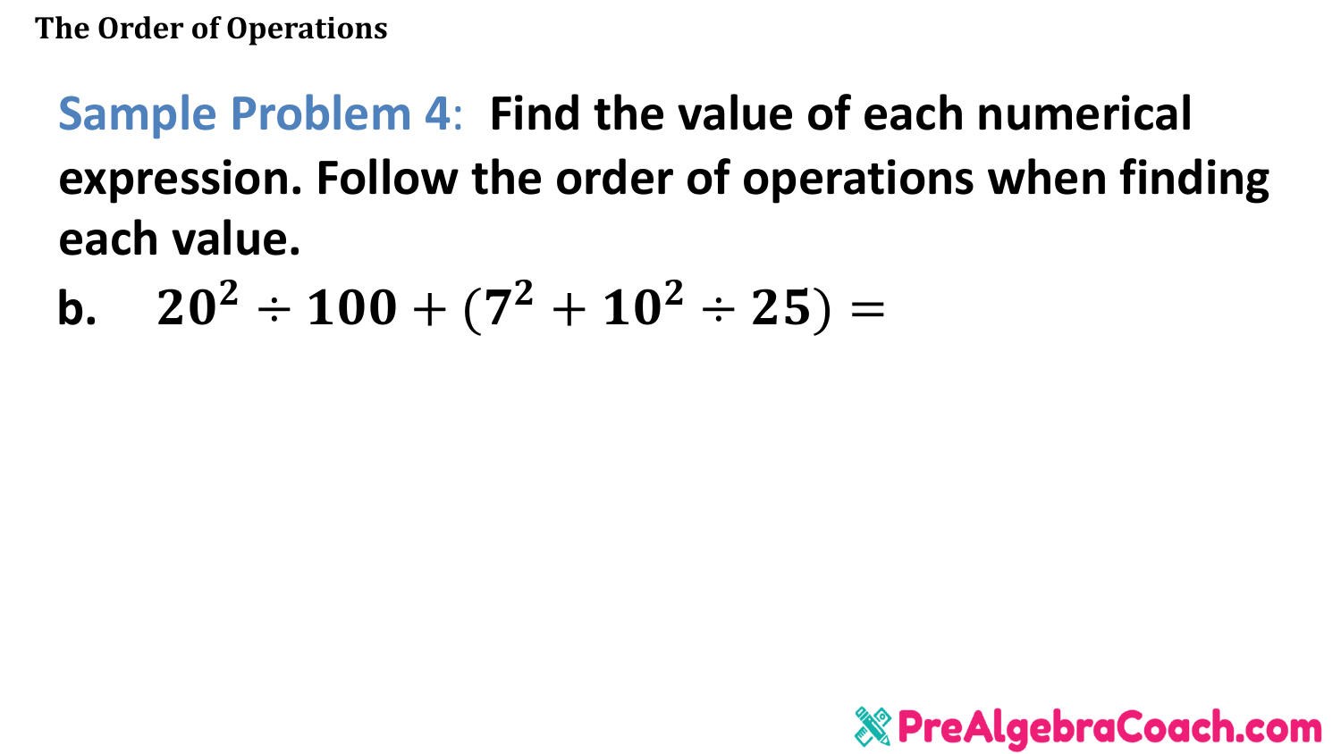**Sample Problem 4**: **Find the value of each numerical expression. Follow the order of operations when finding each value.**

**b.** $20^2 \div 100 + (7^2 + 10^2 \div 25) =$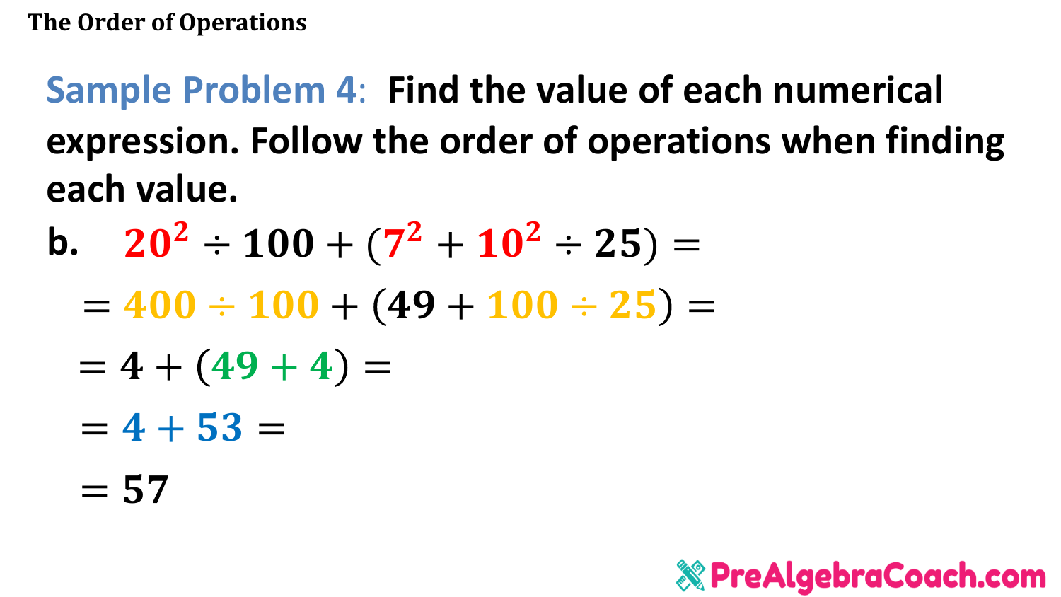**Sample Problem 4:** **Find the value of each numerical expression. Follow the order of operations when finding each value.**

**b.** $20^2 \div 100 + (7^2 + 10^2 \div 25) =$

$= 400 \div 100 + (49 + 100 \div 25) =$

$= 4 + (49 + 4) =$

$= 4 + 53 =$

$= 57$

PreAlgebraCoach.com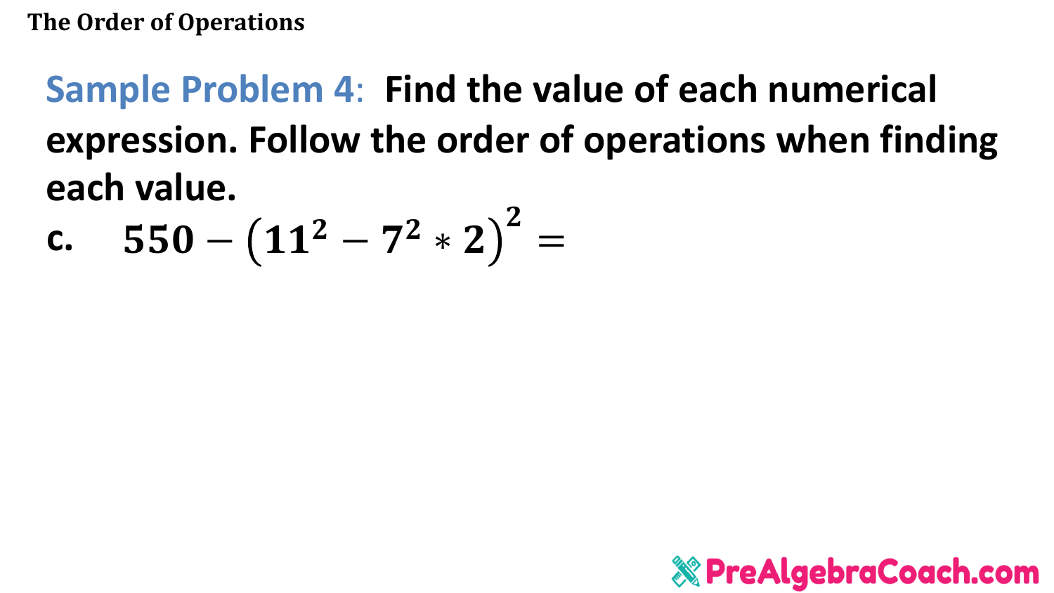**Sample Problem 4**: **Find the value of each numerical expression. Follow the order of operations when finding each value.**

**c.** $550 - \left(11^2 - 7^2 * 2\right)^2 =$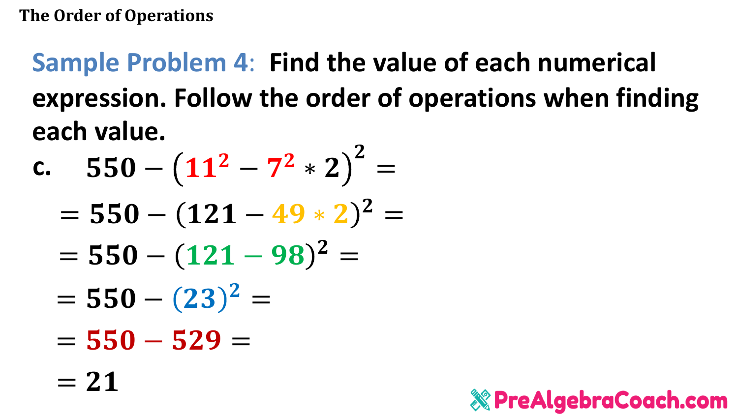**Sample Problem 4:** **Find the value of each numerical expression. Follow the order of operations when finding each value.**

c. $550 - \left(11^2 - 7^2 * 2\right)^2 =$

$= 550 - (121 - 49 * 2)^2 =$

$= 550 - (121 - 98)^2 =$

$= 550 - (23)^2 =$

$= 550 - 529 =$

$= 21$